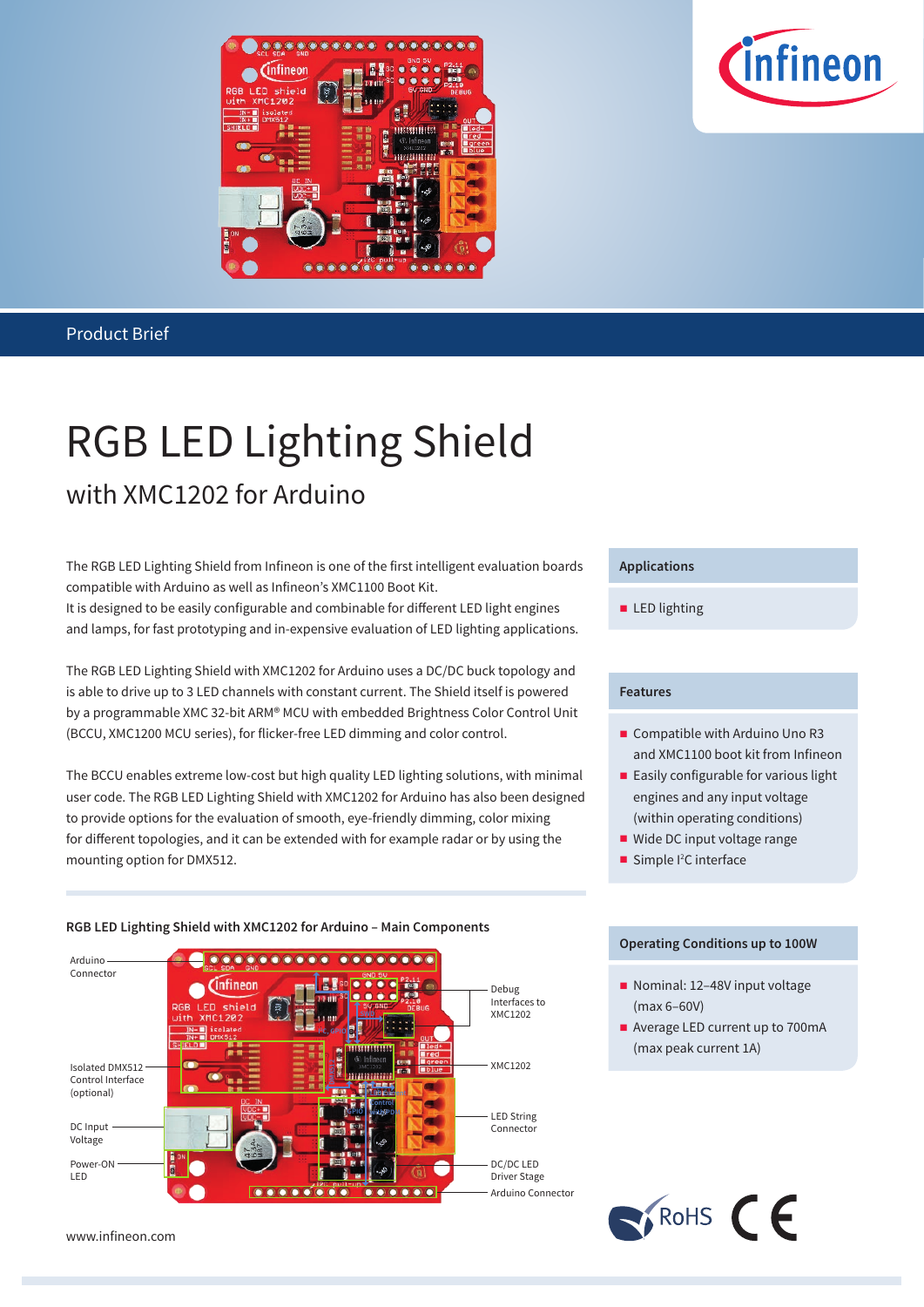Product Brief

# RGB LED Lighting Shield

## with XMC1202 for Arduino

The RGB LED Lighting Shield from Infineon is one of the first intelligent evaluation boards compatible with Arduino as well as Infineon's XMC1100 Boot Kit.
It is designed to be easily configurable and combinable for different LED light engines and lamps, for fast prototyping and in-expensive evaluation of LED lighting applications.

The RGB LED Lighting Shield with XMC1202 for Arduino uses a DC/DC buck topology and is able to drive up to 3 LED channels with constant current. The Shield itself is powered by a programmable XMC 32-bit ARM® MCU with embedded Brightness Color Control Unit (BCCU, XMC1200 MCU series), for flicker-free LED dimming and color control.

The BCCU enables extreme low-cost but high quality LED lighting solutions, with minimal user code. The RGB LED Lighting Shield with XMC1202 for Arduino has also been designed to provide options for the evaluation of smooth, eye-friendly dimming, color mixing for different topologies, and it can be extended with for example radar or by using the mounting option for DMX512.

### Applications

- LED lighting

### Features

- Compatible with Arduino Uno R3 and XMC1100 boot kit from Infineon
- Easily configurable for various light engines and any input voltage (within operating conditions)
- Wide DC input voltage range
- Simple I²C interface

### Operating Conditions up to 100W

- Nominal: 12–48V input voltage (max 6–60V)
- Average LED current up to 700mA (max peak current 1A)

**RGB LED Lighting Shield with XMC1202 for Arduino – Main Components**

Arduino Connector
Isolated DMX512 Control Interface (optional)
DC Input Voltage
Power-ON LED
Debug Interfaces to XMC1202
XMC1202
LED String Connector
DC/DC LED Driver Stage
Arduino Connector

RoHS CE

www.infineon.com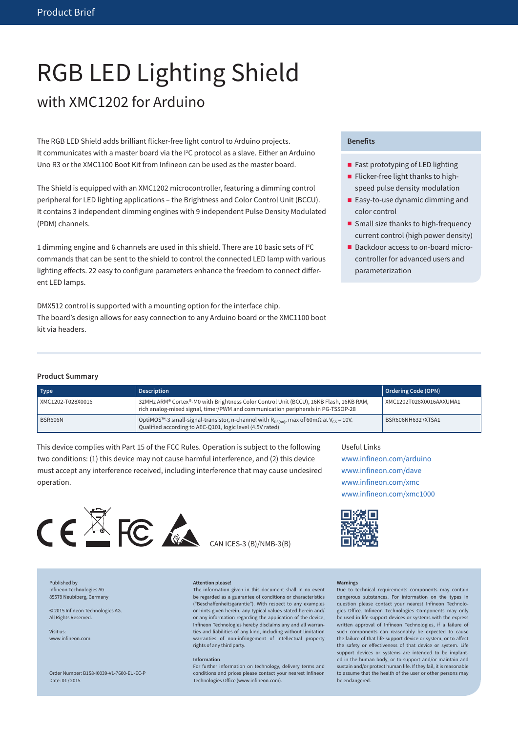# RGB LED Lighting Shield

## with XMC1202 for Arduino

The RGB LED Shield adds brilliant flicker-free light control to Arduino projects. It communicates with a master board via the I²C protocol as a slave. Either an Arduino Uno R3 or the XMC1100 Boot Kit from Infineon can be used as the master board.

The Shield is equipped with an XMC1202 microcontroller, featuring a dimming control peripheral for LED lighting applications – the Brightness and Color Control Unit (BCCU). It contains 3 independent dimming engines with 9 independent Pulse Density Modulated (PDM) channels.

1 dimming engine and 6 channels are used in this shield. There are 10 basic sets of I²C commands that can be sent to the shield to control the connected LED lamp with various lighting effects. 22 easy to configure parameters enhance the freedom to connect different LED lamps.

DMX512 control is supported with a mounting option for the interface chip. The board's design allows for easy connection to any Arduino board or the XMC1100 boot kit via headers.

### Benefits

- Fast prototyping of LED lighting
- Flicker-free light thanks to high-speed pulse density modulation
- Easy-to-use dynamic dimming and color control
- Small size thanks to high-frequency current control (high power density)
- Backdoor access to on-board microcontroller for advanced users and parameterization

### Product Summary

| Type | Description | Ordering Code (OPN) |
|---|---|---|
| XMC1202-T028X0016 | 32MHz ARM® Cortex®-M0 with Brightness Color Control Unit (BCCU), 16KB Flash, 16KB RAM, rich analog-mixed signal, timer/PWM and communication peripherals in PG-TSSOP-28 | XMC1202T028X0016AAXUMA1 |
| BSR606N | OptiMOS™-3 small-signal-transistor, n-channel with $R_{DS(on)}$, max of 60mΩ at $V_{GS}$ = 10V. Qualified according to AEC-Q101, logic level (4.5V rated) | BSR606NH6327XTSA1 |

This device complies with Part 15 of the FCC Rules. Operation is subject to the following two conditions: (1) this device may not cause harmful interference, and (2) this device must accept any interference received, including interference that may cause undesired operation.

CAN ICES-3 (B)/NMB-3(B)

Useful Links
www.infineon.com/arduino
www.infineon.com/dave
www.infineon.com/xmc
www.infineon.com/xmc1000

Published by
Infineon Technologies AG
85579 Neubiberg, Germany

© 2015 Infineon Technologies AG.
All Rights Reserved.

Visit us:
www.infineon.com

Order Number: B158-I0039-V1-7600-EU-EC-P
Date: 01/2015

**Attention please!**
The information given in this document shall in no event be regarded as a guarantee of conditions or characteristics ("Beschaffenheitsgarantie"). With respect to any examples or hints given herein, any typical values stated herein and/or any information regarding the application of the device, Infineon Technologies hereby disclaims any and all warranties and liabilities of any kind, including without limitation warranties of non-infringement of intellectual property rights of any third party.

**Information**
For further information on technology, delivery terms and conditions and prices please contact your nearest Infineon Technologies Office (www.infineon.com).

**Warnings**
Due to technical requirements components may contain dangerous substances. For information on the types in question please contact your nearest Infineon Technologies Office. Infineon Technologies Components may only be used in life-support devices or systems with the express written approval of Infineon Technologies, if a failure of such components can reasonably be expected to cause the failure of that life-support device or system, or to affect the safety or effectiveness of that device or system. Life support devices or systems are intended to be implanted in the human body, or to support and/or maintain and sustain and/or protect human life. If they fail, it is reasonable to assume that the health of the user or other persons may be endangered.